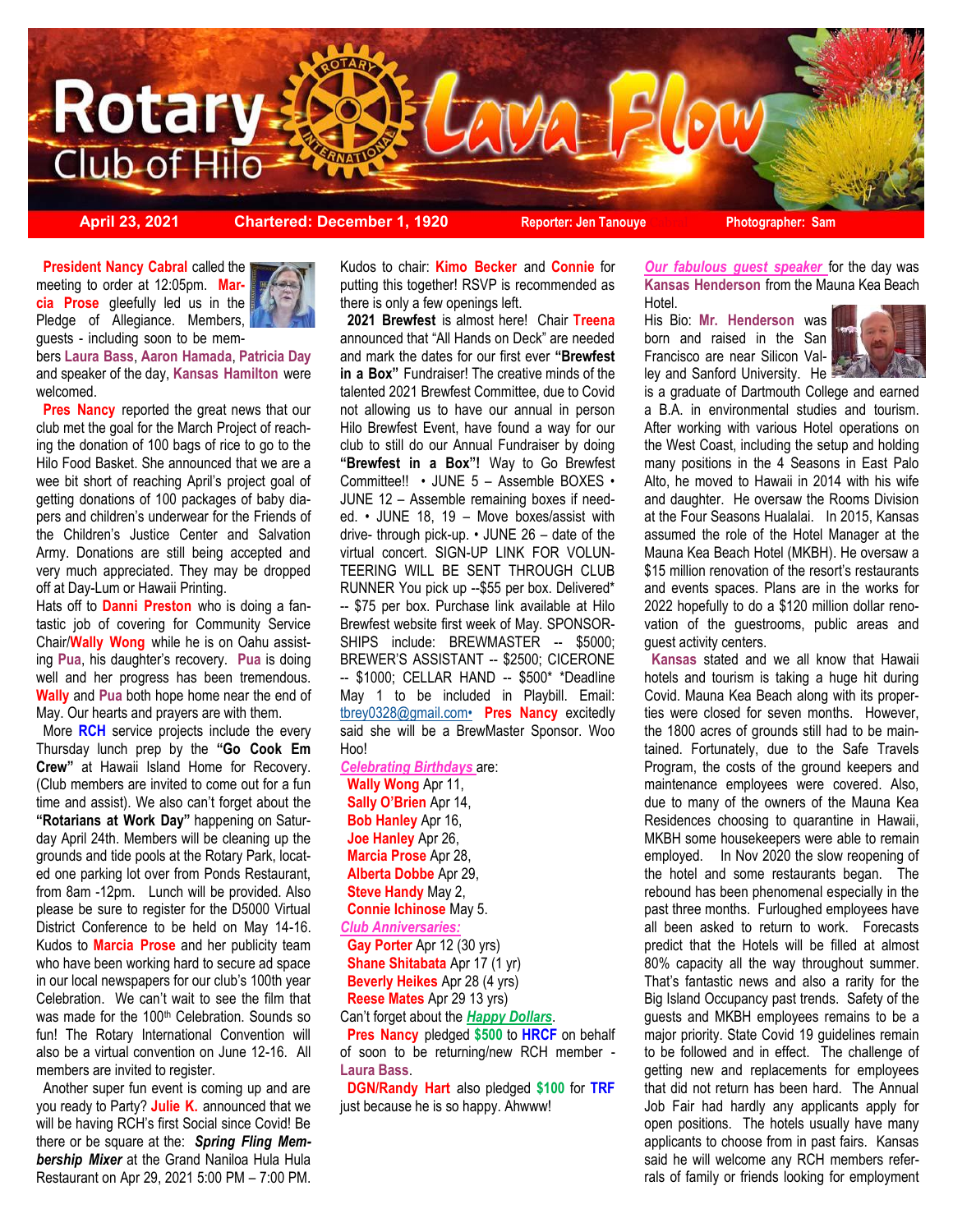# Rotary Club of Hilo Lava Flow

**April 23, 2021** **Chartered: December 1, 1920** **Reporter: Jen Tanouye** **Photographer: Sam**

**President Nancy Cabral** called the meeting to order at 12:05pm. **Marcia Prose** gleefully led us in the Pledge of Allegiance. Members, guests - including soon to be members **Laura Bass**, **Aaron Hamada**, **Patricia Day** and speaker of the day, **Kansas Hamilton** were welcomed.

**Pres Nancy** reported the great news that our club met the goal for the March Project of reaching the donation of 100 bags of rice to go to the Hilo Food Basket. She announced that we are a wee bit short of reaching April's project goal of getting donations of 100 packages of baby diapers and children's underwear for the Friends of the Children's Justice Center and Salvation Army. Donations are still being accepted and very much appreciated. They may be dropped off at Day-Lum or Hawaii Printing.

Hats off to **Danni Preston** who is doing a fantastic job of covering for Community Service Chair/**Wally Wong** while he is on Oahu assisting **Pua**, his daughter's recovery. **Pua** is doing well and her progress has been tremendous. **Wally** and **Pua** both hope home near the end of May. Our hearts and prayers are with them.

More **RCH** service projects include the every Thursday lunch prep by the **"Go Cook Em Crew"** at Hawaii Island Home for Recovery. (Club members are invited to come out for a fun time and assist). We also can't forget about the **"Rotarians at Work Day"** happening on Saturday April 24th. Members will be cleaning up the grounds and tide pools at the Rotary Park, located one parking lot over from Ponds Restaurant, from 8am -12pm. Lunch will be provided. Also please be sure to register for the D5000 Virtual District Conference to be held on May 14-16. Kudos to **Marcia Prose** and her publicity team who have been working hard to secure ad space in our local newspapers for our club's 100th year Celebration. We can't wait to see the film that was made for the 100th Celebration. Sounds so fun! The Rotary International Convention will also be a virtual convention on June 12-16. All members are invited to register.

Another super fun event is coming up and are you ready to Party? **Julie K.** announced that we will be having RCH's first Social since Covid! Be there or be square at the: ***Spring Fling Membership Mixer*** at the Grand Naniloa Hula Hula Restaurant on Apr 29, 2021 5:00 PM – 7:00 PM. Kudos to chair: **Kimo Becker** and **Connie** for putting this together! RSVP is recommended as there is only a few openings left.

**2021 Brewfest** is almost here! Chair **Treena** announced that "All Hands on Deck" are needed and mark the dates for our first ever **"Brewfest in a Box"** Fundraiser! The creative minds of the talented 2021 Brewfest Committee, due to Covid not allowing us to have our annual in person Hilo Brewfest Event, have found a way for our club to still do our Annual Fundraiser by doing **"Brewfest in a Box"!** Way to Go Brewfest Committee!! • JUNE 5 – Assemble BOXES • JUNE 12 – Assemble remaining boxes if needed. • JUNE 18, 19 – Move boxes/assist with drive- through pick-up. • JUNE 26 – date of the virtual concert. SIGN-UP LINK FOR VOLUNTEERING WILL BE SENT THROUGH CLUB RUNNER You pick up --$55 per box. Delivered* -- $75 per box. Purchase link available at Hilo Brewfest website first week of May. SPONSORSHIPS include: BREWMASTER -- $5000; BREWER'S ASSISTANT -- $2500; CICERONE -- $1000; CELLAR HAND -- $500* *Deadline May 1 to be included in Playbill. Email: tbrey0328@gmail.com• **Pres Nancy** excitedly said she will be a BrewMaster Sponsor. Woo Hoo!

***Celebrating Birthdays*** are:

- **Wally Wong** Apr 11,
- **Sally O'Brien** Apr 14,
- **Bob Hanley** Apr 16,
- **Joe Hanley** Apr 26,
- **Marcia Prose** Apr 28,
- **Alberta Dobbe** Apr 29,
- **Steve Handy** May 2,
- **Connie Ichinose** May 5.

***Club Anniversaries:***

- **Gay Porter** Apr 12 (30 yrs)
- **Shane Shitabata** Apr 17 (1 yr)
- **Beverly Heikes** Apr 28 (4 yrs)
- **Reese Mates** Apr 29 13 yrs)

Can't forget about the ***Happy Dollars***.

**Pres Nancy** pledged **$500** to **HRCF** on behalf of soon to be returning/new RCH member - **Laura Bass**.

**DGN/Randy Hart** also pledged **$100** for **TRF** just because he is so happy. Ahwww!

***Our fabulous guest speaker*** for the day was **Kansas Henderson** from the Mauna Kea Beach Hotel.

His Bio: **Mr. Henderson** was born and raised in the San Francisco are near Silicon Valley and Sanford University. He is a graduate of Dartmouth College and earned a B.A. in environmental studies and tourism. After working with various Hotel operations on the West Coast, including the setup and holding many positions in the 4 Seasons in East Palo Alto, he moved to Hawaii in 2014 with his wife and daughter. He oversaw the Rooms Division at the Four Seasons Hualalai. In 2015, Kansas assumed the role of the Hotel Manager at the Mauna Kea Beach Hotel (MKBH). He oversaw a $15 million renovation of the resort's restaurants and events spaces. Plans are in the works for 2022 hopefully to do a $120 million dollar renovation of the guestrooms, public areas and guest activity centers.

**Kansas** stated and we all know that Hawaii hotels and tourism is taking a huge hit during Covid. Mauna Kea Beach along with its properties were closed for seven months. However, the 1800 acres of grounds still had to be maintained. Fortunately, due to the Safe Travels Program, the costs of the ground keepers and maintenance employees were covered. Also, due to many of the owners of the Mauna Kea Residences choosing to quarantine in Hawaii, MKBH some housekeepers were able to remain employed. In Nov 2020 the slow reopening of the hotel and some restaurants began. The rebound has been phenomenal especially in the past three months. Furloughed employees have all been asked to return to work. Forecasts predict that the Hotels will be filled at almost 80% capacity all the way throughout summer. That's fantastic news and also a rarity for the Big Island Occupancy past trends. Safety of the guests and MKBH employees remains to be a major priority. State Covid 19 guidelines remain to be followed and in effect. The challenge of getting new and replacements for employees that did not return has been hard. The Annual Job Fair had hardly any applicants apply for open positions. The hotels usually have many applicants to choose from in past fairs. Kansas said he will welcome any RCH members referrals of family or friends looking for employment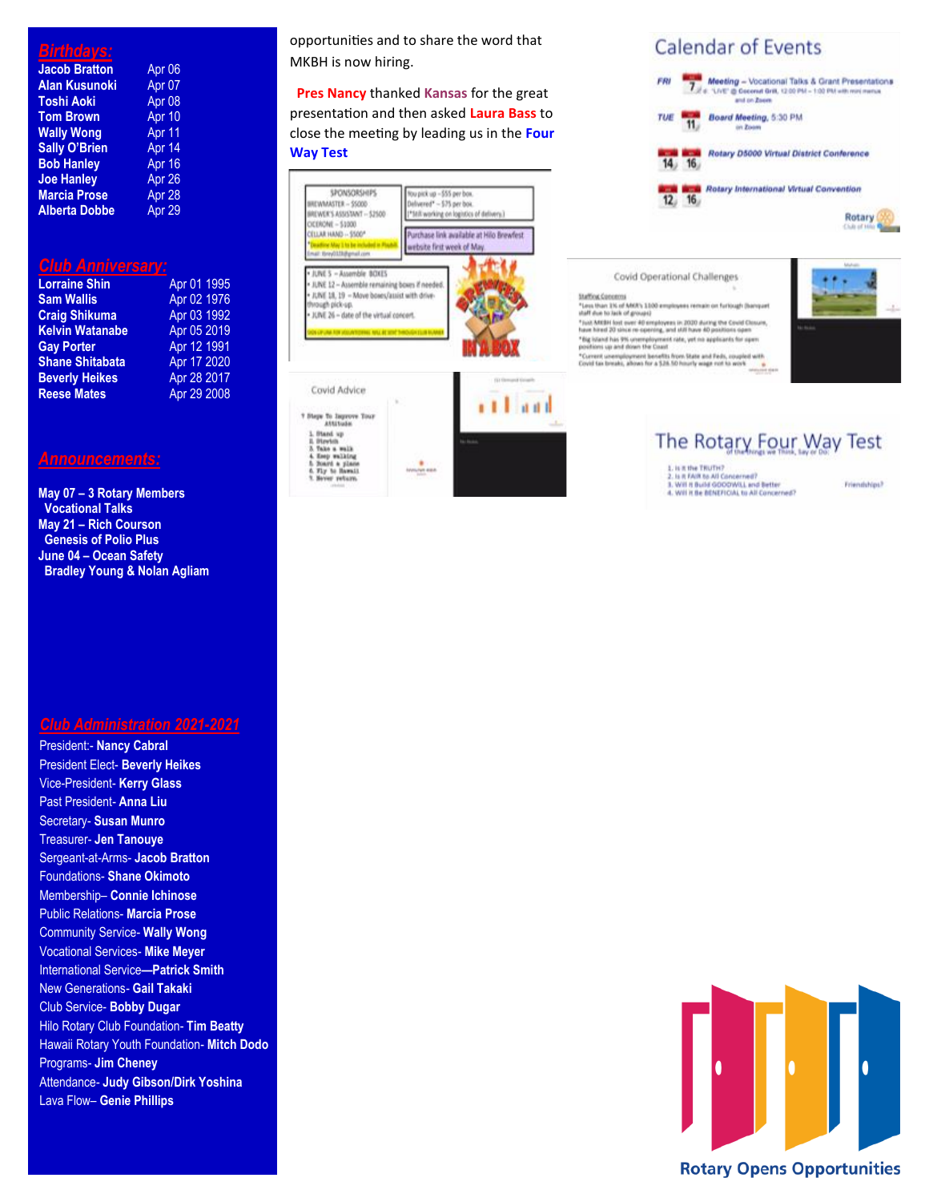## Birthdays:

| | |
|---|---|
| Jacob Bratton | Apr 06 |
| Alan Kusunoki | Apr 07 |
| Toshi Aoki | Apr 08 |
| Tom Brown | Apr 10 |
| Wally Wong | Apr 11 |
| Sally O'Brien | Apr 14 |
| Bob Hanley | Apr 16 |
| Joe Hanley | Apr 26 |
| Marcia Prose | Apr 28 |
| Alberta Dobbe | Apr 29 |

## Club Anniversary:

| | |
|---|---|
| Lorraine Shin | Apr 01 1995 |
| Sam Wallis | Apr 02 1976 |
| Craig Shikuma | Apr 03 1992 |
| Kelvin Watanabe | Apr 05 2019 |
| Gay Porter | Apr 12 1991 |
| Shane Shitabata | Apr 17 2020 |
| Beverly Heikes | Apr 28 2017 |
| Reese Mates | Apr 29 2008 |

## Announcements:

**May 07 – 3 Rotary Members**
**Vocational Talks**
**May 21 – Rich Courson**
**Genesis of Polio Plus**
**June 04 – Ocean Safety**
**Bradley Young & Nolan Agliam**

## Club Administration 2021-2021

President:- **Nancy Cabral**
President Elect- **Beverly Heikes**
Vice-President- **Kerry Glass**
Past President- **Anna Liu**
Secretary- **Susan Munro**
Treasurer- **Jen Tanouye**
Sergeant-at-Arms- **Jacob Bratton**
Foundations- **Shane Okimoto**
Membership– **Connie Ichinose**
Public Relations- **Marcia Prose**
Community Service- **Wally Wong**
Vocational Services- **Mike Meyer**
International Service—**Patrick Smith**
New Generations- **Gail Takaki**
Club Service- **Bobby Dugar**
Hilo Rotary Club Foundation- **Tim Beatty**
Hawaii Rotary Youth Foundation- **Mitch Dodo**
Programs- **Jim Cheney**
Attendance- **Judy Gibson/Dirk Yoshina**
Lava Flow– **Genie Phillips**

opportunities and to share the word that MKBH is now hiring.

**Pres Nancy** thanked **Kansas** for the great presentation and then asked **Laura Bass** to close the meeting by leading us in the **Four Way Test**

SPONSORSHIPS
BREWMASTER – $5000
BREWER'S ASSISTANT – $2500
CICERONE – $1000
CELLAR HAND – $500*
*Deadline May 1 to be included in Playbill
Email: tbrey0328@gmail.com

You pick up – $55 per box.
Delivered* – $75 per box.
(*Still working on logistics of delivery.)

Purchase link available at Hilo Brewfest website first week of May.

- JUNE 5 – Assemble BOXES
- JUNE 12 – Assemble remaining boxes if needed.
- JUNE 18, 19 – Move boxes/assist with drive-through pick-up.
- JUNE 26 – date of the virtual concert.

SIGN-UP LINK FOR VOLUNTEERING WILL BE SENT THROUGH CLUB RUNNER

BREWFEST IN A BOX

Covid Advice

7 Steps To Improve Your Attitude
1. Stand up
2. Stretch
3. Take a walk
4. Keep walking
5. Board a plane
6. Fly to Hawaii
7. Never return.

## Calendar of Events

- FRI 7 — Meeting – Vocational Talks & Grant Presentations — "LIVE" @ Coconut Grill, 12:00 PM – 1:00 PM with mini menu and on Zoom
- TUE 11 — Board Meeting, 5:30 PM on Zoom
- 14, 16 — Rotary D5000 Virtual District Conference
- 12, 16 — Rotary International Virtual Convention

Rotary Club of Hilo

Covid Operational Challenges

Staffing Concerns
- Less than 1% of MKB's 1100 employees remain on furlough (banquet staff due to lack of groups)
- Just MKBH lost over 40 employees in 2020 during the Covid Closure, have hired 20 since re-opening, and still have 40 positions open
- Big Island has 9% unemployment rate, yet no applicants for open positions up and down the Coast
- Current unemployment benefits from State and Feds, coupled with Covid tax breaks, allows for a $26.50 hourly wage not to work

## The Rotary Four Way Test
Of the things we Think, Say or Do:

1. Is it the TRUTH?
2. Is it FAIR to All Concerned?
3. Will it Build GOODWILL and Better Friendships?
4. Will it Be BENEFICIAL to All Concerned?

Rotary Opens Opportunities